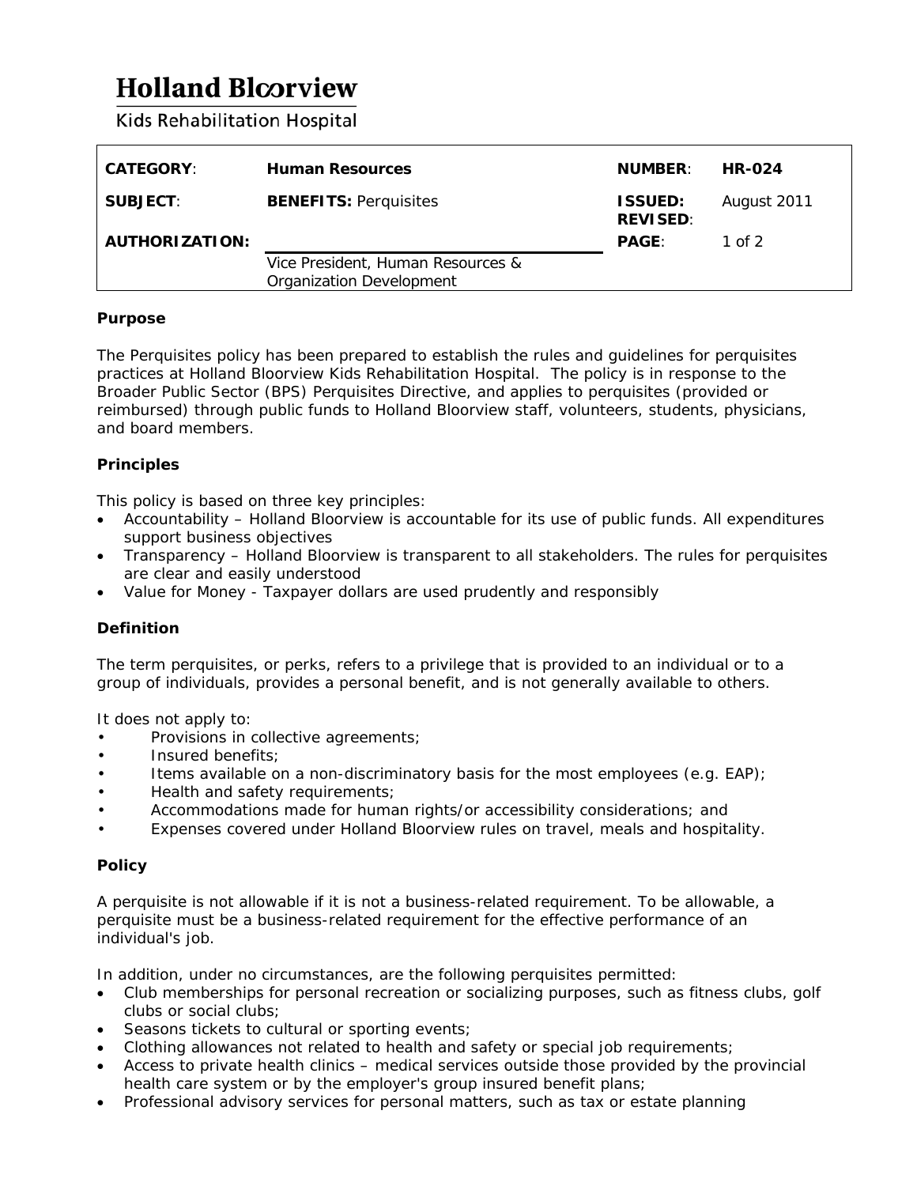# Holland Bloorview

Kids Rehabilitation Hospital

| | | | |
|---|---|---|---|
| **CATEGORY**: | **Human Resources** | **NUMBER**: | **HR-024** |
| **SUBJECT**: | **BENEFITS:** Perquisites | **ISSUED:** **REVISED**: | August 2011 |
| **AUTHORIZATION:** | Vice President, Human Resources & Organization Development | **PAGE**: | 1 of 2 |

### Purpose

The Perquisites policy has been prepared to establish the rules and guidelines for perquisites practices at Holland Bloorview Kids Rehabilitation Hospital. The policy is in response to the Broader Public Sector (BPS) Perquisites Directive, and applies to perquisites (provided or reimbursed) through public funds to Holland Bloorview staff, volunteers, students, physicians, and board members.

### Principles

This policy is based on three key principles:

- Accountability – Holland Bloorview is accountable for its use of public funds. All expenditures support business objectives
- Transparency – Holland Bloorview is transparent to all stakeholders. The rules for perquisites are clear and easily understood
- Value for Money - Taxpayer dollars are used prudently and responsibly

### Definition

The term perquisites, or perks, refers to a privilege that is provided to an individual or to a group of individuals, provides a personal benefit, and is not generally available to others.

It does not apply to:

- Provisions in collective agreements;
- Insured benefits;
- Items available on a non-discriminatory basis for the most employees (e.g. EAP);
- Health and safety requirements;
- Accommodations made for human rights/or accessibility considerations; and
- Expenses covered under Holland Bloorview rules on travel, meals and hospitality.

### Policy

A perquisite is not allowable if it is not a business-related requirement. To be allowable, a perquisite must be a business-related requirement for the effective performance of an individual's job.

In addition, under no circumstances, are the following perquisites permitted:

- Club memberships for personal recreation or socializing purposes, such as fitness clubs, golf clubs or social clubs;
- Seasons tickets to cultural or sporting events;
- Clothing allowances not related to health and safety or special job requirements;
- Access to private health clinics – medical services outside those provided by the provincial health care system or by the employer's group insured benefit plans;
- Professional advisory services for personal matters, such as tax or estate planning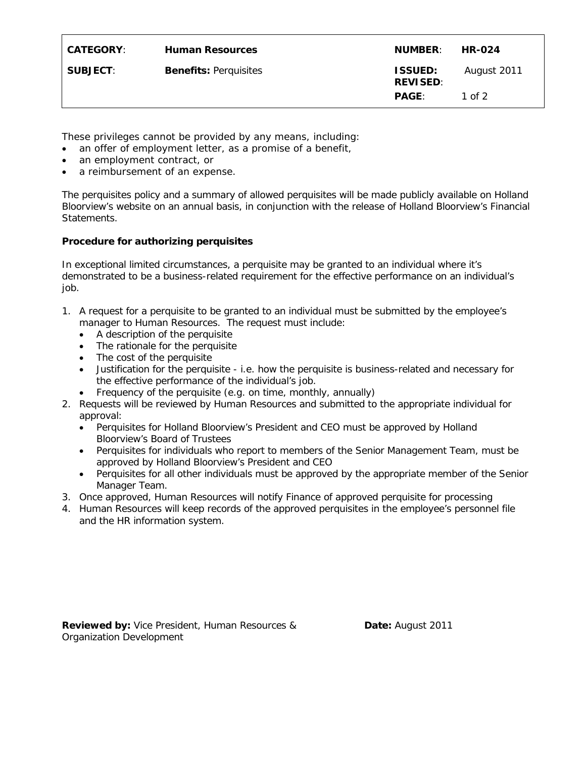These privileges cannot be provided by any means, including:

- an offer of employment letter, as a promise of a benefit,
- an employment contract, or
- a reimbursement of an expense.

The perquisites policy and a summary of allowed perquisites will be made publicly available on Holland Bloorview's website on an annual basis, in conjunction with the release of Holland Bloorview's Financial Statements.

**Procedure for authorizing perquisites**

In exceptional limited circumstances, a perquisite may be granted to an individual where it's demonstrated to be a business-related requirement for the effective performance on an individual's job.

1. A request for a perquisite to be granted to an individual must be submitted by the employee's manager to Human Resources. The request must include:
   - A description of the perquisite
   - The rationale for the perquisite
   - The cost of the perquisite
   - Justification for the perquisite - i.e. how the perquisite is business-related and necessary for the effective performance of the individual's job.
   - Frequency of the perquisite (e.g. on time, monthly, annually)
2. Requests will be reviewed by Human Resources and submitted to the appropriate individual for approval:
   - Perquisites for Holland Bloorview's President and CEO must be approved by Holland Bloorview's Board of Trustees
   - Perquisites for individuals who report to members of the Senior Management Team, must be approved by Holland Bloorview's President and CEO
   - Perquisites for all other individuals must be approved by the appropriate member of the Senior Manager Team.
3. Once approved, Human Resources will notify Finance of approved perquisite for processing
4. Human Resources will keep records of the approved perquisites in the employee's personnel file and the HR information system.

**Reviewed by:** Vice President, Human Resources & Organization Development

**Date:** August 2011